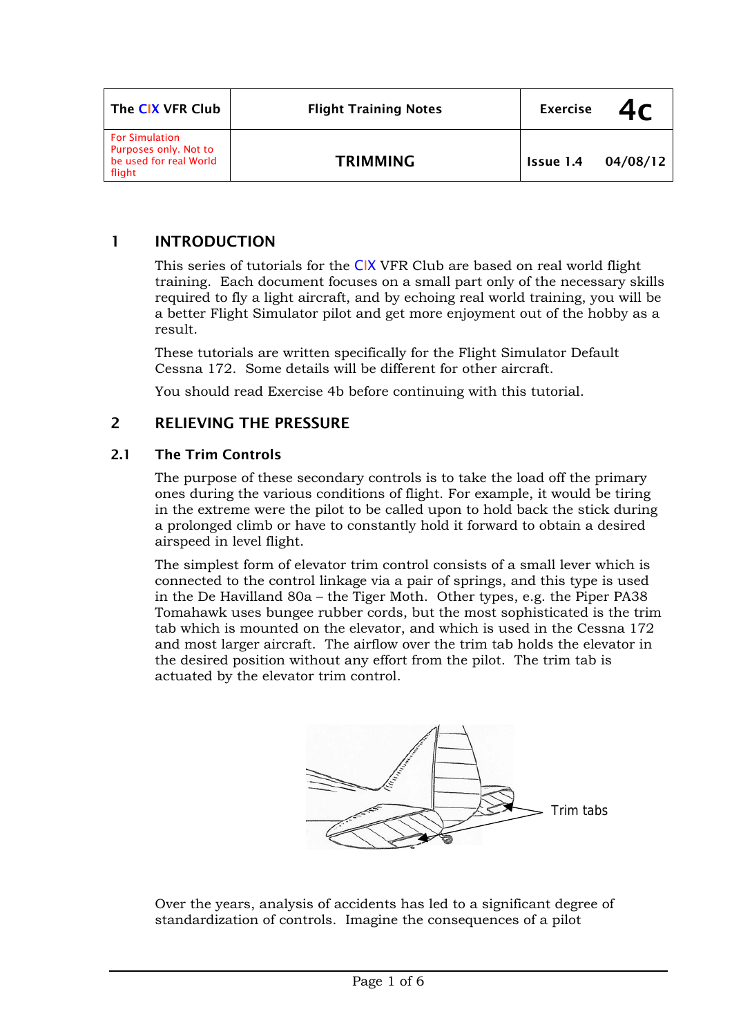| The CIX VFR Club | Flight Training Notes | Exercise | 4c |
| --- | --- | --- | --- |
| For Simulation Purposes only. Not to be used for real World flight | TRIMMING | Issue 1.4 | 04/08/12 |

## 1 INTRODUCTION

This series of tutorials for the CIX VFR Club are based on real world flight training. Each document focuses on a small part only of the necessary skills required to fly a light aircraft, and by echoing real world training, you will be a better Flight Simulator pilot and get more enjoyment out of the hobby as a result.

These tutorials are written specifically for the Flight Simulator Default Cessna 172. Some details will be different for other aircraft.

You should read Exercise 4b before continuing with this tutorial.

## 2 RELIEVING THE PRESSURE

### 2.1 The Trim Controls

The purpose of these secondary controls is to take the load off the primary ones during the various conditions of flight. For example, it would be tiring in the extreme were the pilot to be called upon to hold back the stick during a prolonged climb or have to constantly hold it forward to obtain a desired airspeed in level flight.

The simplest form of elevator trim control consists of a small lever which is connected to the control linkage via a pair of springs, and this type is used in the De Havilland 80a – the Tiger Moth. Other types, e.g. the Piper PA38 Tomahawk uses bungee rubber cords, but the most sophisticated is the trim tab which is mounted on the elevator, and which is used in the Cessna 172 and most larger aircraft. The airflow over the trim tab holds the elevator in the desired position without any effort from the pilot. The trim tab is actuated by the elevator trim control.

Trim tabs

Over the years, analysis of accidents has led to a significant degree of standardization of controls. Imagine the consequences of a pilot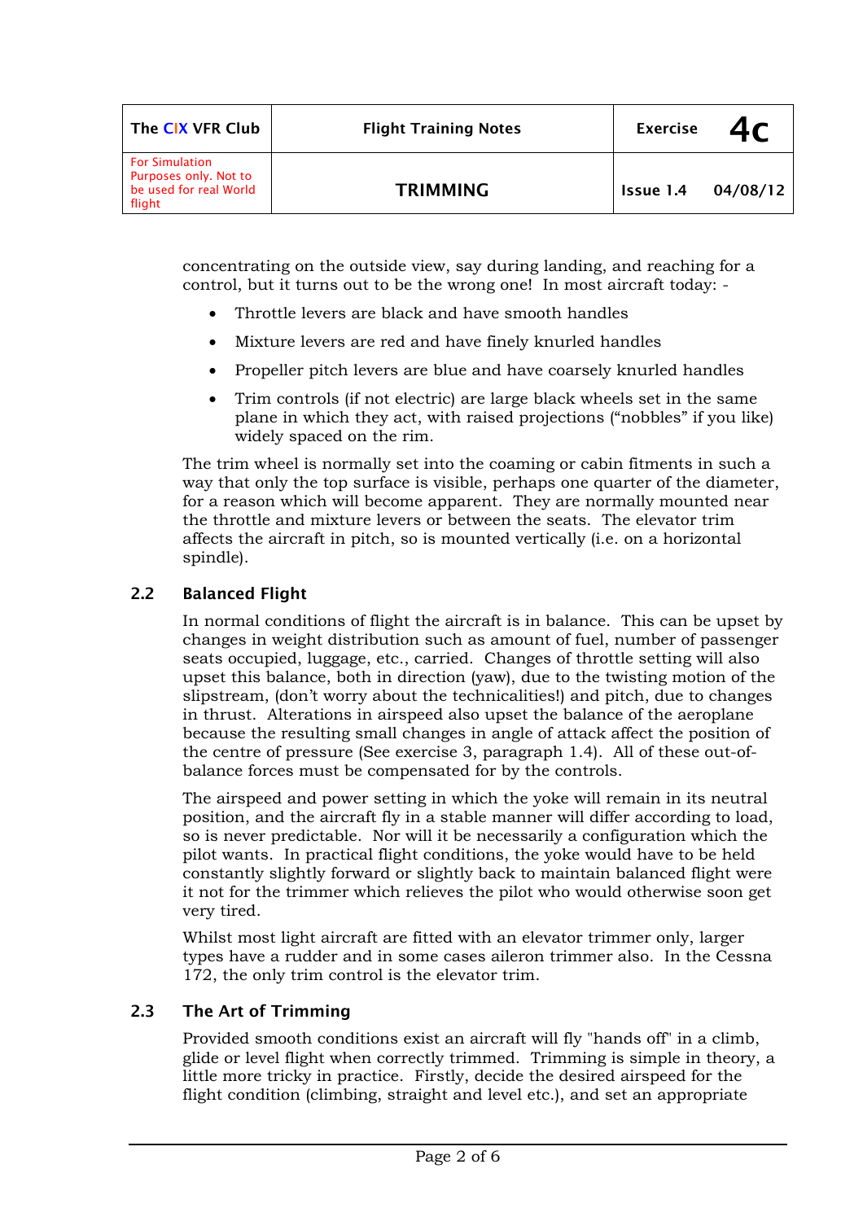concentrating on the outside view, say during landing, and reaching for a control, but it turns out to be the wrong one! In most aircraft today: -

- Throttle levers are black and have smooth handles
- Mixture levers are red and have finely knurled handles
- Propeller pitch levers are blue and have coarsely knurled handles
- Trim controls (if not electric) are large black wheels set in the same plane in which they act, with raised projections ("nobbles" if you like) widely spaced on the rim.

The trim wheel is normally set into the coaming or cabin fitments in such a way that only the top surface is visible, perhaps one quarter of the diameter, for a reason which will become apparent. They are normally mounted near the throttle and mixture levers or between the seats. The elevator trim affects the aircraft in pitch, so is mounted vertically (i.e. on a horizontal spindle).

## 2.2 Balanced Flight

In normal conditions of flight the aircraft is in balance. This can be upset by changes in weight distribution such as amount of fuel, number of passenger seats occupied, luggage, etc., carried. Changes of throttle setting will also upset this balance, both in direction (yaw), due to the twisting motion of the slipstream, (don't worry about the technicalities!) and pitch, due to changes in thrust. Alterations in airspeed also upset the balance of the aeroplane because the resulting small changes in angle of attack affect the position of the centre of pressure (See exercise 3, paragraph 1.4). All of these out-of-balance forces must be compensated for by the controls.

The airspeed and power setting in which the yoke will remain in its neutral position, and the aircraft fly in a stable manner will differ according to load, so is never predictable. Nor will it be necessarily a configuration which the pilot wants. In practical flight conditions, the yoke would have to be held constantly slightly forward or slightly back to maintain balanced flight were it not for the trimmer which relieves the pilot who would otherwise soon get very tired.

Whilst most light aircraft are fitted with an elevator trimmer only, larger types have a rudder and in some cases aileron trimmer also. In the Cessna 172, the only trim control is the elevator trim.

## 2.3 The Art of Trimming

Provided smooth conditions exist an aircraft will fly "hands off" in a climb, glide or level flight when correctly trimmed. Trimming is simple in theory, a little more tricky in practice. Firstly, decide the desired airspeed for the flight condition (climbing, straight and level etc.), and set an appropriate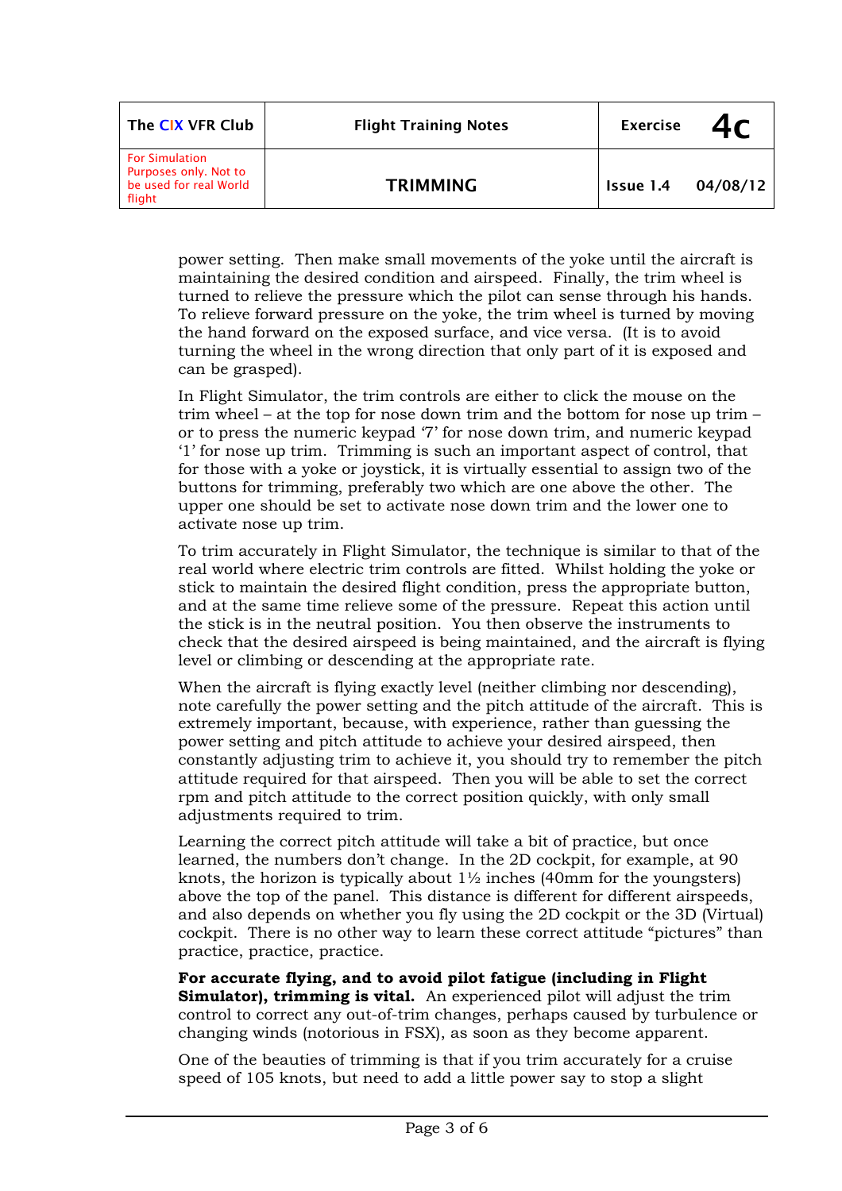power setting. Then make small movements of the yoke until the aircraft is maintaining the desired condition and airspeed. Finally, the trim wheel is turned to relieve the pressure which the pilot can sense through his hands. To relieve forward pressure on the yoke, the trim wheel is turned by moving the hand forward on the exposed surface, and vice versa. (It is to avoid turning the wheel in the wrong direction that only part of it is exposed and can be grasped).

In Flight Simulator, the trim controls are either to click the mouse on the trim wheel – at the top for nose down trim and the bottom for nose up trim – or to press the numeric keypad '7' for nose down trim, and numeric keypad '1' for nose up trim. Trimming is such an important aspect of control, that for those with a yoke or joystick, it is virtually essential to assign two of the buttons for trimming, preferably two which are one above the other. The upper one should be set to activate nose down trim and the lower one to activate nose up trim.

To trim accurately in Flight Simulator, the technique is similar to that of the real world where electric trim controls are fitted. Whilst holding the yoke or stick to maintain the desired flight condition, press the appropriate button, and at the same time relieve some of the pressure. Repeat this action until the stick is in the neutral position. You then observe the instruments to check that the desired airspeed is being maintained, and the aircraft is flying level or climbing or descending at the appropriate rate.

When the aircraft is flying exactly level (neither climbing nor descending), note carefully the power setting and the pitch attitude of the aircraft. This is extremely important, because, with experience, rather than guessing the power setting and pitch attitude to achieve your desired airspeed, then constantly adjusting trim to achieve it, you should try to remember the pitch attitude required for that airspeed. Then you will be able to set the correct rpm and pitch attitude to the correct position quickly, with only small adjustments required to trim.

Learning the correct pitch attitude will take a bit of practice, but once learned, the numbers don't change. In the 2D cockpit, for example, at 90 knots, the horizon is typically about 1½ inches (40mm for the youngsters) above the top of the panel. This distance is different for different airspeeds, and also depends on whether you fly using the 2D cockpit or the 3D (Virtual) cockpit. There is no other way to learn these correct attitude "pictures" than practice, practice, practice.

**For accurate flying, and to avoid pilot fatigue (including in Flight Simulator), trimming is vital.** An experienced pilot will adjust the trim control to correct any out-of-trim changes, perhaps caused by turbulence or changing winds (notorious in FSX), as soon as they become apparent.

One of the beauties of trimming is that if you trim accurately for a cruise speed of 105 knots, but need to add a little power say to stop a slight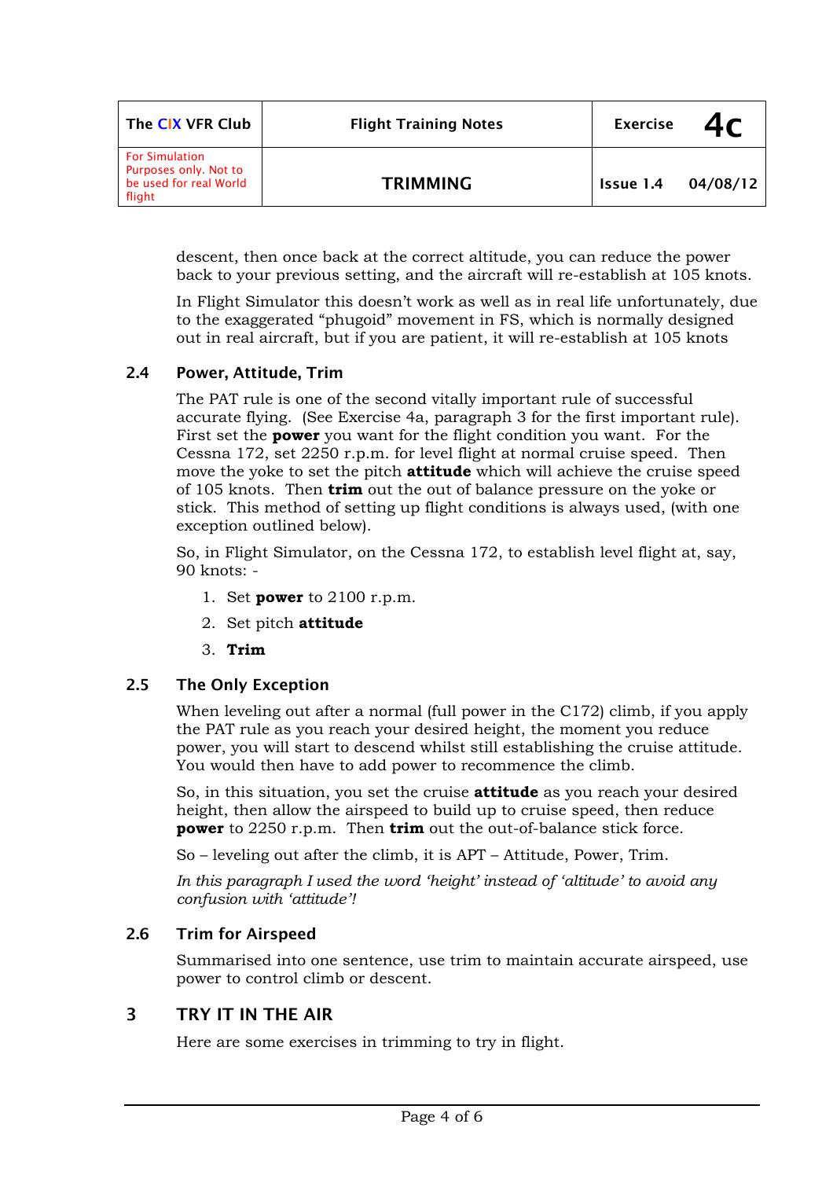descent, then once back at the correct altitude, you can reduce the power back to your previous setting, and the aircraft will re-establish at 105 knots.

In Flight Simulator this doesn't work as well as in real life unfortunately, due to the exaggerated "phugoid" movement in FS, which is normally designed out in real aircraft, but if you are patient, it will re-establish at 105 knots

## 2.4 Power, Attitude, Trim

The PAT rule is one of the second vitally important rule of successful accurate flying. (See Exercise 4a, paragraph 3 for the first important rule). First set the **power** you want for the flight condition you want. For the Cessna 172, set 2250 r.p.m. for level flight at normal cruise speed. Then move the yoke to set the pitch **attitude** which will achieve the cruise speed of 105 knots. Then **trim** out the out of balance pressure on the yoke or stick. This method of setting up flight conditions is always used, (with one exception outlined below).

So, in Flight Simulator, on the Cessna 172, to establish level flight at, say, 90 knots: -

1. Set **power** to 2100 r.p.m.
2. Set pitch **attitude**
3. **Trim**

## 2.5 The Only Exception

When leveling out after a normal (full power in the C172) climb, if you apply the PAT rule as you reach your desired height, the moment you reduce power, you will start to descend whilst still establishing the cruise attitude. You would then have to add power to recommence the climb.

So, in this situation, you set the cruise **attitude** as you reach your desired height, then allow the airspeed to build up to cruise speed, then reduce **power** to 2250 r.p.m. Then **trim** out the out-of-balance stick force.

So – leveling out after the climb, it is APT – Attitude, Power, Trim.

*In this paragraph I used the word 'height' instead of 'altitude' to avoid any confusion with 'attitude'!*

## 2.6 Trim for Airspeed

Summarised into one sentence, use trim to maintain accurate airspeed, use power to control climb or descent.

# 3 TRY IT IN THE AIR

Here are some exercises in trimming to try in flight.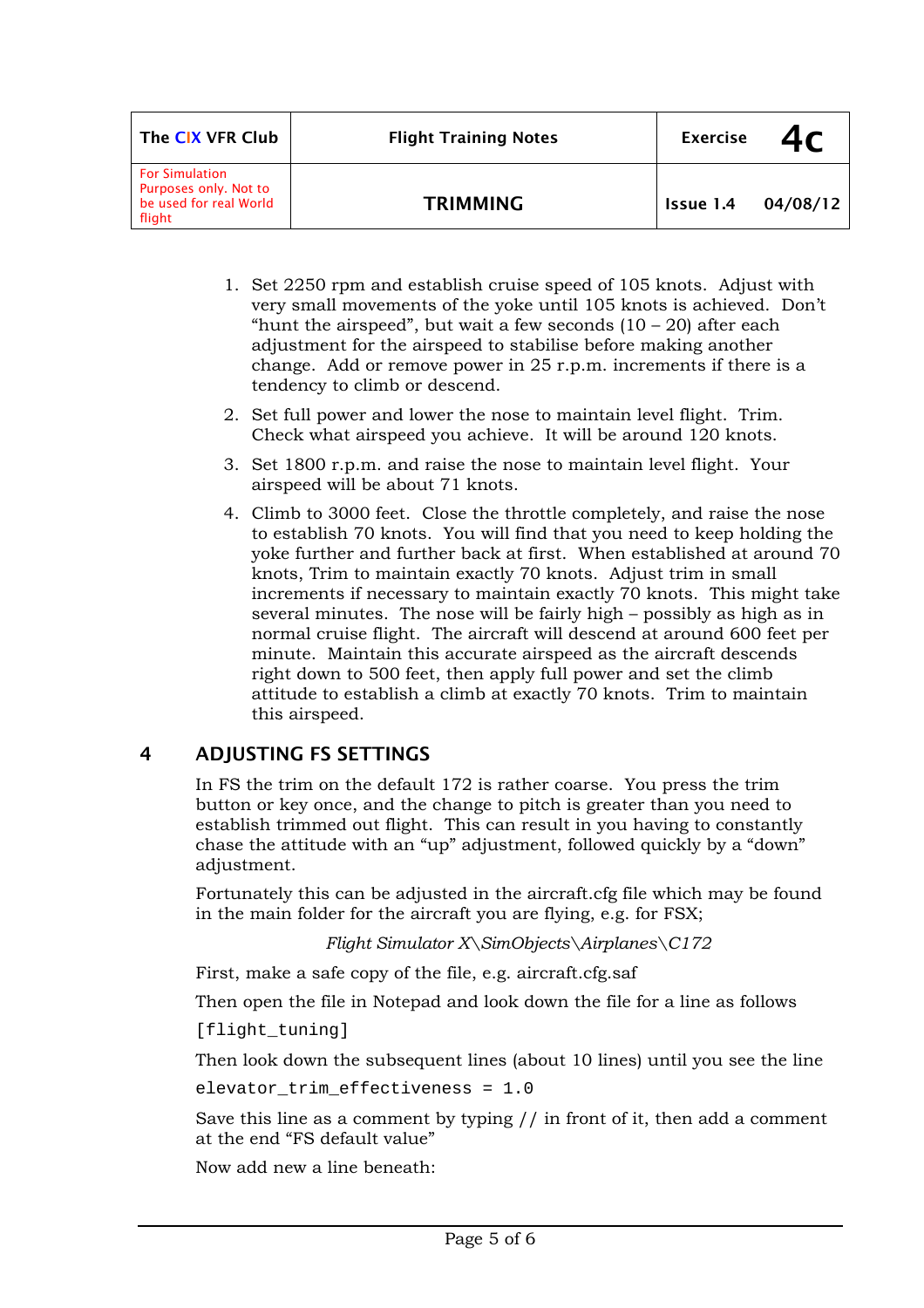| The CIX VFR Club | Flight Training Notes | Exercise 4c |
|---|---|---|
| For Simulation Purposes only. Not to be used for real World flight | TRIMMING | Issue 1.4 04/08/12 |

1. Set 2250 rpm and establish cruise speed of 105 knots. Adjust with very small movements of the yoke until 105 knots is achieved. Don't "hunt the airspeed", but wait a few seconds (10 – 20) after each adjustment for the airspeed to stabilise before making another change. Add or remove power in 25 r.p.m. increments if there is a tendency to climb or descend.

2. Set full power and lower the nose to maintain level flight. Trim. Check what airspeed you achieve. It will be around 120 knots.

3. Set 1800 r.p.m. and raise the nose to maintain level flight. Your airspeed will be about 71 knots.

4. Climb to 3000 feet. Close the throttle completely, and raise the nose to establish 70 knots. You will find that you need to keep holding the yoke further and further back at first. When established at around 70 knots, Trim to maintain exactly 70 knots. Adjust trim in small increments if necessary to maintain exactly 70 knots. This might take several minutes. The nose will be fairly high – possibly as high as in normal cruise flight. The aircraft will descend at around 600 feet per minute. Maintain this accurate airspeed as the aircraft descends right down to 500 feet, then apply full power and set the climb attitude to establish a climb at exactly 70 knots. Trim to maintain this airspeed.

## 4 ADJUSTING FS SETTINGS

In FS the trim on the default 172 is rather coarse. You press the trim button or key once, and the change to pitch is greater than you need to establish trimmed out flight. This can result in you having to constantly chase the attitude with an "up" adjustment, followed quickly by a "down" adjustment.

Fortunately this can be adjusted in the aircraft.cfg file which may be found in the main folder for the aircraft you are flying, e.g. for FSX;

*Flight Simulator X\SimObjects\Airplanes\C172*

First, make a safe copy of the file, e.g. aircraft.cfg.saf

Then open the file in Notepad and look down the file for a line as follows

```
[flight_tuning]
```

Then look down the subsequent lines (about 10 lines) until you see the line

```
elevator_trim_effectiveness = 1.0
```

Save this line as a comment by typing // in front of it, then add a comment at the end "FS default value"

Now add new a line beneath: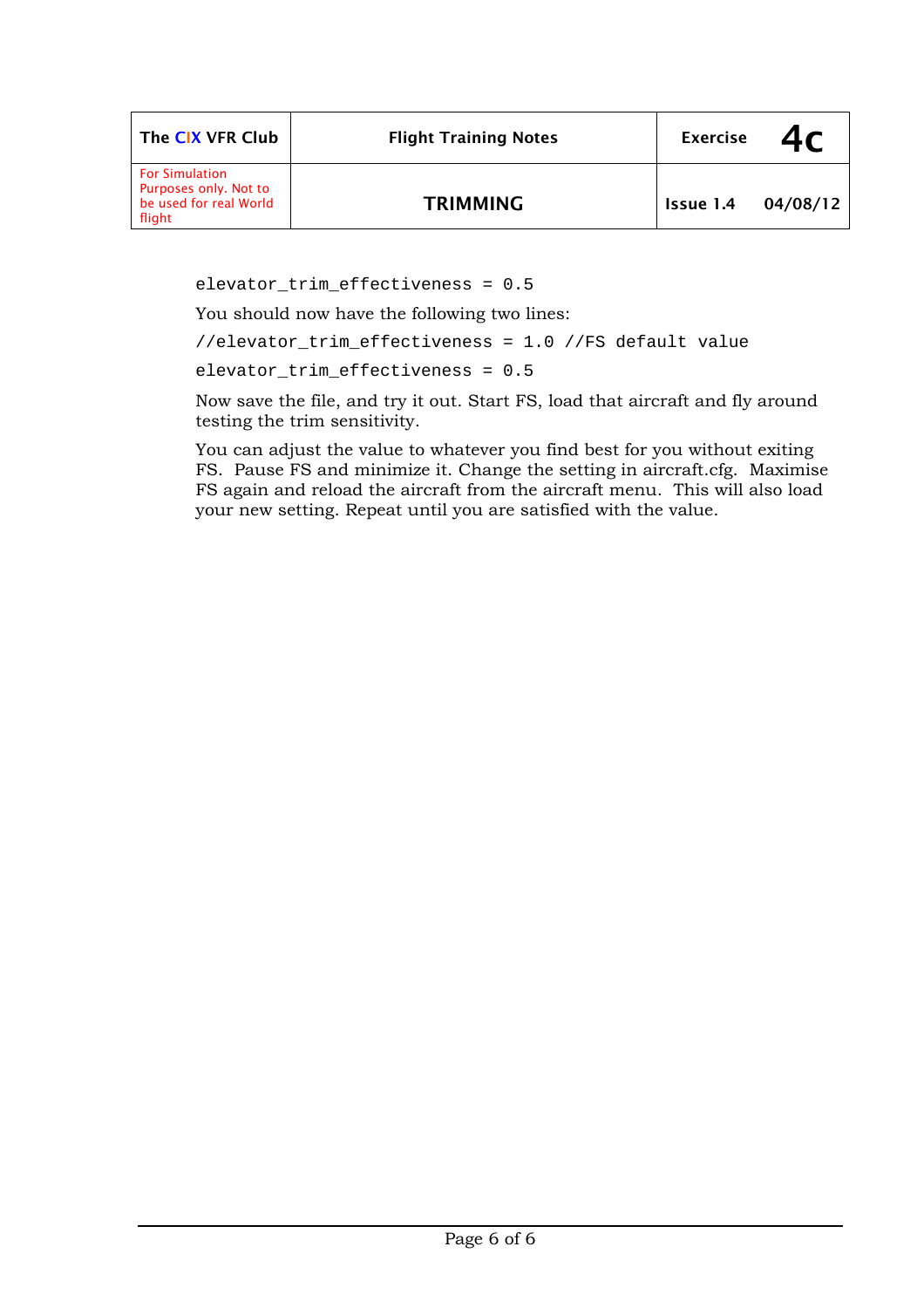```
elevator_trim_effectiveness = 0.5
```

You should now have the following two lines:

```
//elevator_trim_effectiveness = 1.0 //FS default value
elevator_trim_effectiveness = 0.5
```

Now save the file, and try it out. Start FS, load that aircraft and fly around testing the trim sensitivity.

You can adjust the value to whatever you find best for you without exiting FS. Pause FS and minimize it. Change the setting in aircraft.cfg. Maximise FS again and reload the aircraft from the aircraft menu. This will also load your new setting. Repeat until you are satisfied with the value.